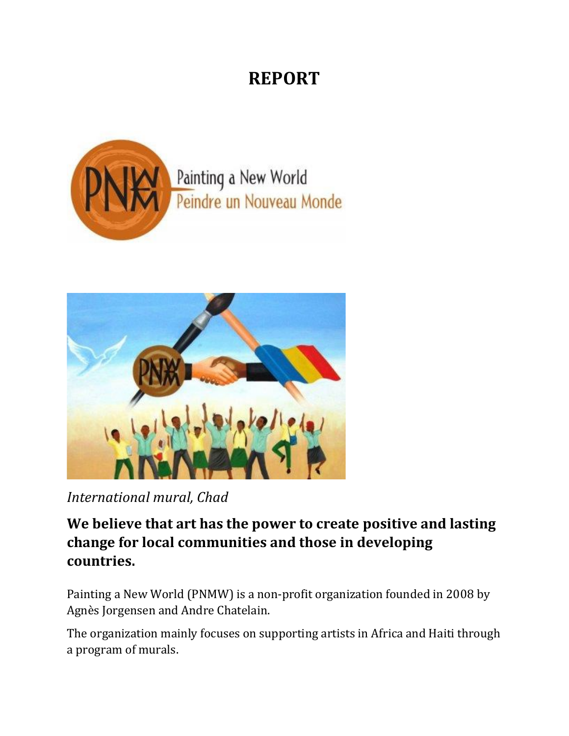# REPORT

*International mural, Chad*

**We believe that art has the power to create positive and lasting change for local communities and those in developing countries.**

Painting a New World (PNMW) is a non-profit organization founded in 2008 by Agnès Jorgensen and Andre Chatelain.

The organization mainly focuses on supporting artists in Africa and Haiti through a program of murals.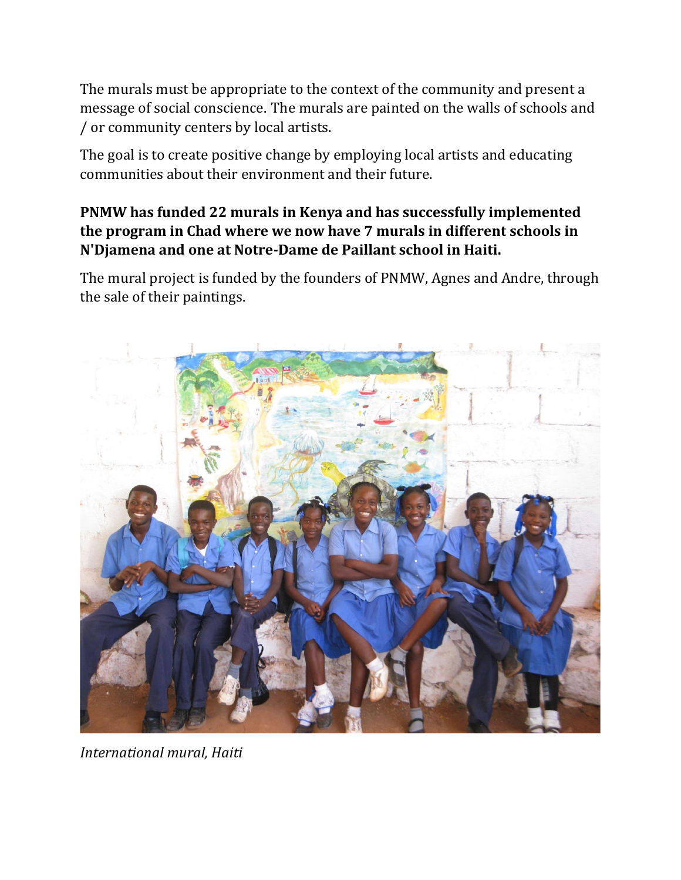The murals must be appropriate to the context of the community and present a message of social conscience. The murals are painted on the walls of schools and / or community centers by local artists.

The goal is to create positive change by employing local artists and educating communities about their environment and their future.

**PNMW has funded 22 murals in Kenya and has successfully implemented the program in Chad where we now have 7 murals in different schools in N'Djamena and one at Notre-Dame de Paillant school in Haiti.**

The mural project is funded by the founders of PNMW, Agnes and Andre, through the sale of their paintings.

*International mural, Haiti*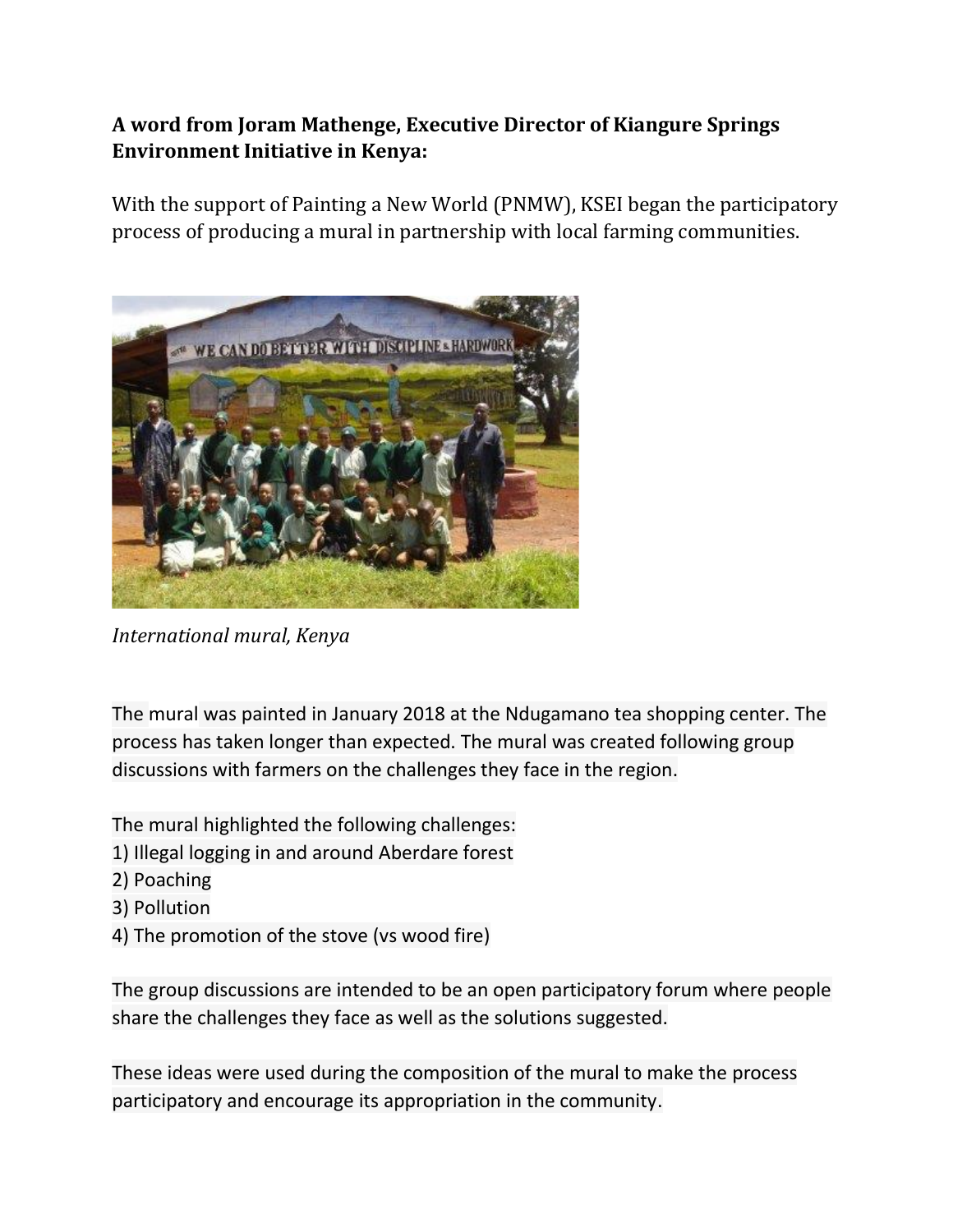**A word from Joram Mathenge, Executive Director of Kiangure Springs Environment Initiative in Kenya:**

With the support of Painting a New World (PNMW), KSEI began the participatory process of producing a mural in partnership with local farming communities.

*International mural, Kenya*

The mural was painted in January 2018 at the Ndugamano tea shopping center. The process has taken longer than expected. The mural was created following group discussions with farmers on the challenges they face in the region.

The mural highlighted the following challenges:
1) Illegal logging in and around Aberdare forest
2) Poaching
3) Pollution
4) The promotion of the stove (vs wood fire)

The group discussions are intended to be an open participatory forum where people share the challenges they face as well as the solutions suggested.

These ideas were used during the composition of the mural to make the process participatory and encourage its appropriation in the community.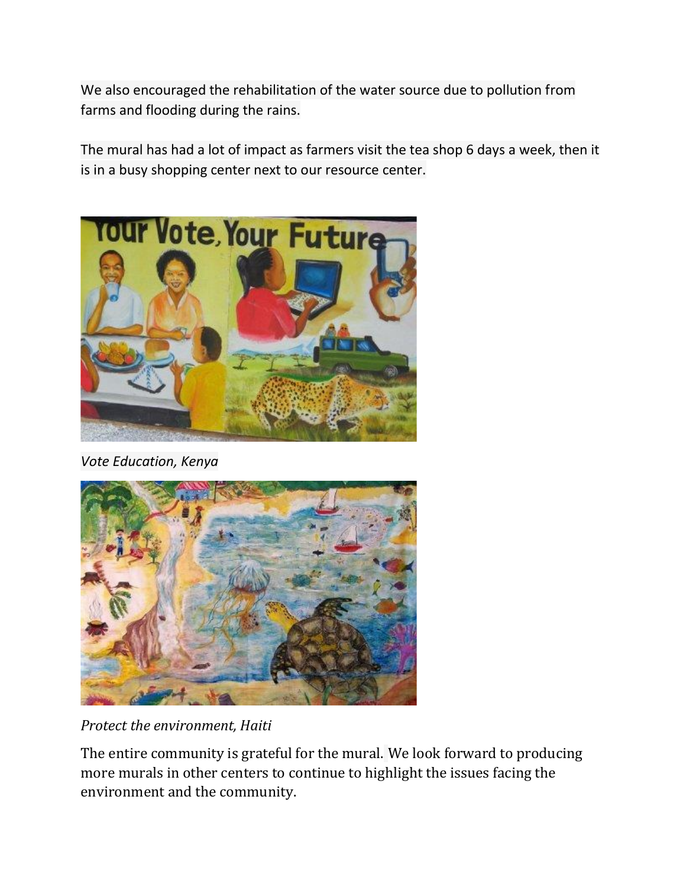We also encouraged the rehabilitation of the water source due to pollution from farms and flooding during the rains.

The mural has had a lot of impact as farmers visit the tea shop 6 days a week, then it is in a busy shopping center next to our resource center.

*Vote Education, Kenya*

*Protect the environment, Haiti*

The entire community is grateful for the mural. We look forward to producing more murals in other centers to continue to highlight the issues facing the environment and the community.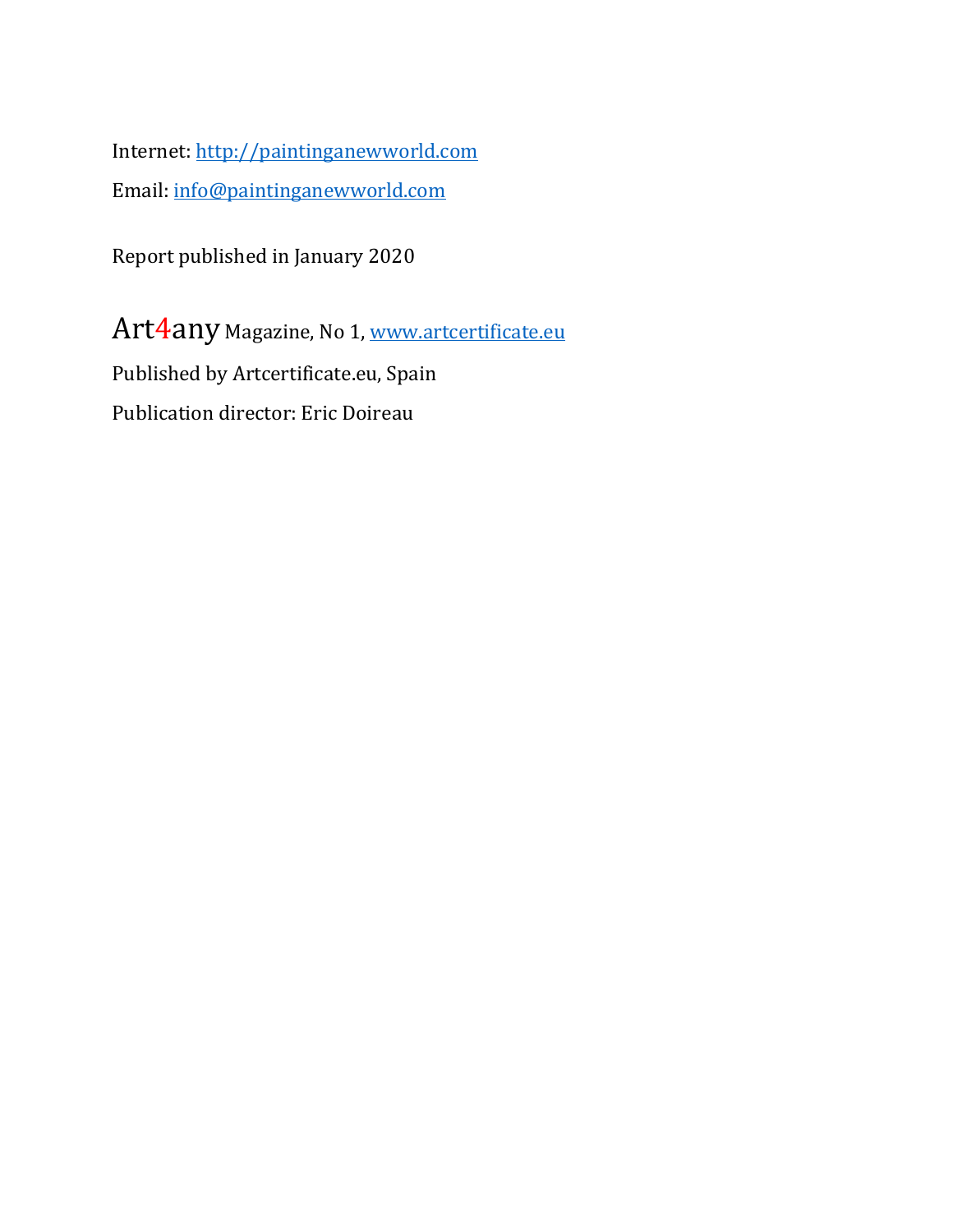Internet: http://paintinganewworld.com

Email: info@paintinganewworld.com

Report published in January 2020

Art4any Magazine, No 1, www.artcertificate.eu

Published by Artcertificate.eu, Spain

Publication director: Eric Doireau